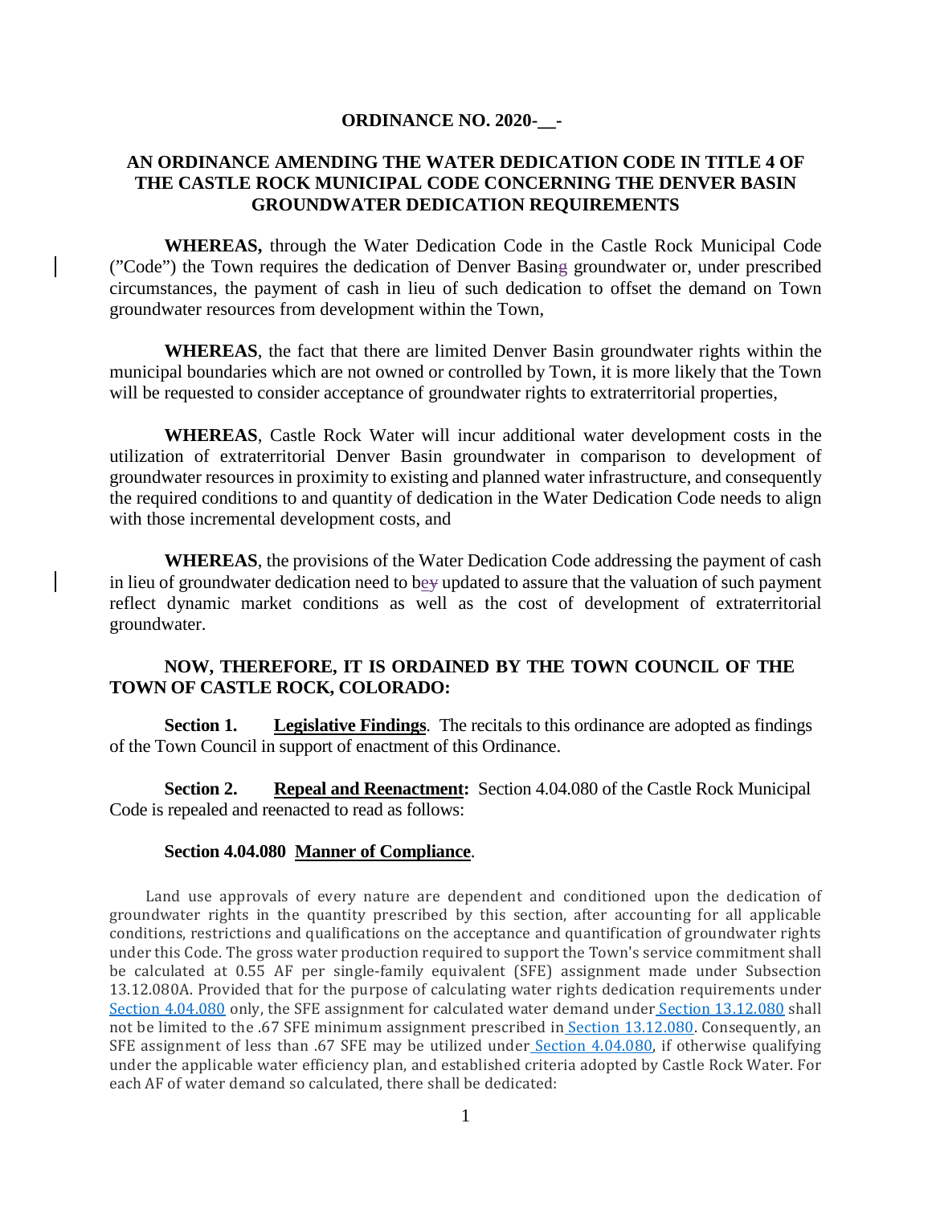**ORDINANCE NO. 2020-\_\_-**

**AN ORDINANCE AMENDING THE WATER DEDICATION CODE IN TITLE 4 OF THE CASTLE ROCK MUNICIPAL CODE CONCERNING THE DENVER BASIN GROUNDWATER DEDICATION REQUIREMENTS**

**WHEREAS,** through the Water Dedication Code in the Castle Rock Municipal Code ("Code") the Town requires the dedication of Denver Basin groundwater or, under prescribed circumstances, the payment of cash in lieu of such dedication to offset the demand on Town groundwater resources from development within the Town,

**WHEREAS**, the fact that there are limited Denver Basin groundwater rights within the municipal boundaries which are not owned or controlled by Town, it is more likely that the Town will be requested to consider acceptance of groundwater rights to extraterritorial properties,

**WHEREAS**, Castle Rock Water will incur additional water development costs in the utilization of extraterritorial Denver Basin groundwater in comparison to development of groundwater resources in proximity to existing and planned water infrastructure, and consequently the required conditions to and quantity of dedication in the Water Dedication Code needs to align with those incremental development costs, and

**WHEREAS**, the provisions of the Water Dedication Code addressing the payment of cash in lieu of groundwater dedication need to be updated to assure that the valuation of such payment reflect dynamic market conditions as well as the cost of development of extraterritorial groundwater.

**NOW, THEREFORE, IT IS ORDAINED BY THE TOWN COUNCIL OF THE TOWN OF CASTLE ROCK, COLORADO:**

**Section 1.** **Legislative Findings**. The recitals to this ordinance are adopted as findings of the Town Council in support of enactment of this Ordinance.

**Section 2.** **Repeal and Reenactment:** Section 4.04.080 of the Castle Rock Municipal Code is repealed and reenacted to read as follows:

**Section 4.04.080** **Manner of Compliance**.

Land use approvals of every nature are dependent and conditioned upon the dedication of groundwater rights in the quantity prescribed by this section, after accounting for all applicable conditions, restrictions and qualifications on the acceptance and quantification of groundwater rights under this Code. The gross water production required to support the Town's service commitment shall be calculated at 0.55 AF per single-family equivalent (SFE) assignment made under Subsection 13.12.080A. Provided that for the purpose of calculating water rights dedication requirements under Section 4.04.080 only, the SFE assignment for calculated water demand under Section 13.12.080 shall not be limited to the .67 SFE minimum assignment prescribed in Section 13.12.080. Consequently, an SFE assignment of less than .67 SFE may be utilized under Section 4.04.080, if otherwise qualifying under the applicable water efficiency plan, and established criteria adopted by Castle Rock Water. For each AF of water demand so calculated, there shall be dedicated: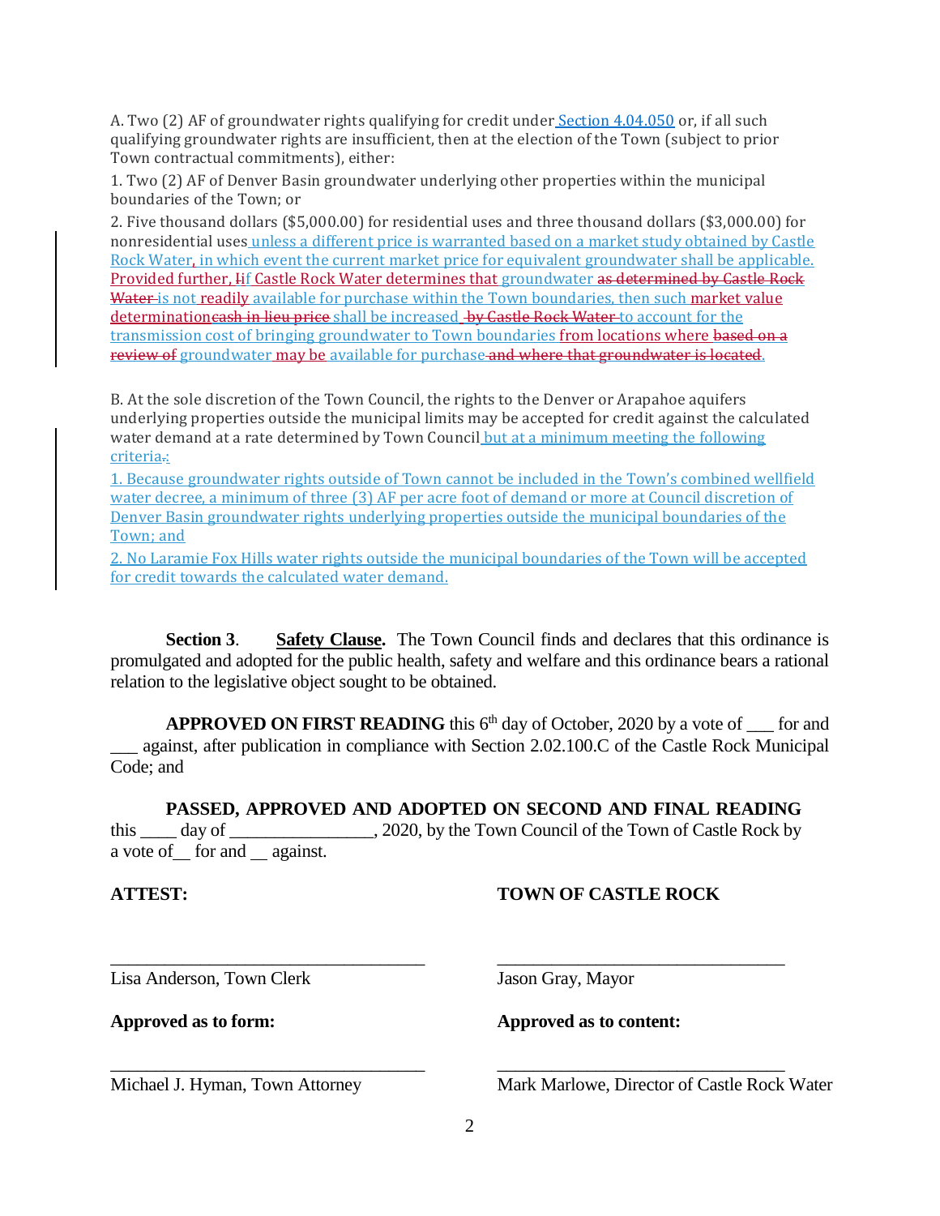A. Two (2) AF of groundwater rights qualifying for credit under Section 4.04.050 or, if all such qualifying groundwater rights are insufficient, then at the election of the Town (subject to prior Town contractual commitments), either:

1. Two (2) AF of Denver Basin groundwater underlying other properties within the municipal boundaries of the Town; or

2. Five thousand dollars ($5,000.00) for residential uses and three thousand dollars ($3,000.00) for nonresidential uses unless a different price is warranted based on a market study obtained by Castle Rock Water, in which event the current market price for equivalent groundwater shall be applicable. Provided further, ~~I~~if Castle Rock Water determines that groundwater ~~as determined by Castle Rock Water~~ is not readily available for purchase within the Town boundaries, then such market value determination~~cash in lieu price~~ shall be increased ~~by Castle Rock Water~~ to account for the transmission cost of bringing groundwater to Town boundaries from locations where ~~based on a review of~~ groundwater may be available for purchase ~~and where that groundwater is located~~.

B. At the sole discretion of the Town Council, the rights to the Denver or Arapahoe aquifers underlying properties outside the municipal limits may be accepted for credit against the calculated water demand at a rate determined by Town Council but at a minimum meeting the following criteria~~.~~:

1. Because groundwater rights outside of Town cannot be included in the Town's combined wellfield water decree, a minimum of three (3) AF per acre foot of demand or more at Council discretion of Denver Basin groundwater rights underlying properties outside the municipal boundaries of the Town; and

2. No Laramie Fox Hills water rights outside the municipal boundaries of the Town will be accepted for credit towards the calculated water demand.

**Section 3**. **Safety Clause.** The Town Council finds and declares that this ordinance is promulgated and adopted for the public health, safety and welfare and this ordinance bears a rational relation to the legislative object sought to be obtained.

**APPROVED ON FIRST READING** this 6th day of October, 2020 by a vote of ___ for and ___ against, after publication in compliance with Section 2.02.100.C of the Castle Rock Municipal Code; and

**PASSED, APPROVED AND ADOPTED ON SECOND AND FINAL READING** this ____ day of ________________, 2020, by the Town Council of the Town of Castle Rock by a vote of__ for and __ against.

**ATTEST:**

___________________________________
Lisa Anderson, Town Clerk

**TOWN OF CASTLE ROCK**

___________________________________
Jason Gray, Mayor

**Approved as to form:**

___________________________________
Michael J. Hyman, Town Attorney

**Approved as to content:**

___________________________________
Mark Marlowe, Director of Castle Rock Water